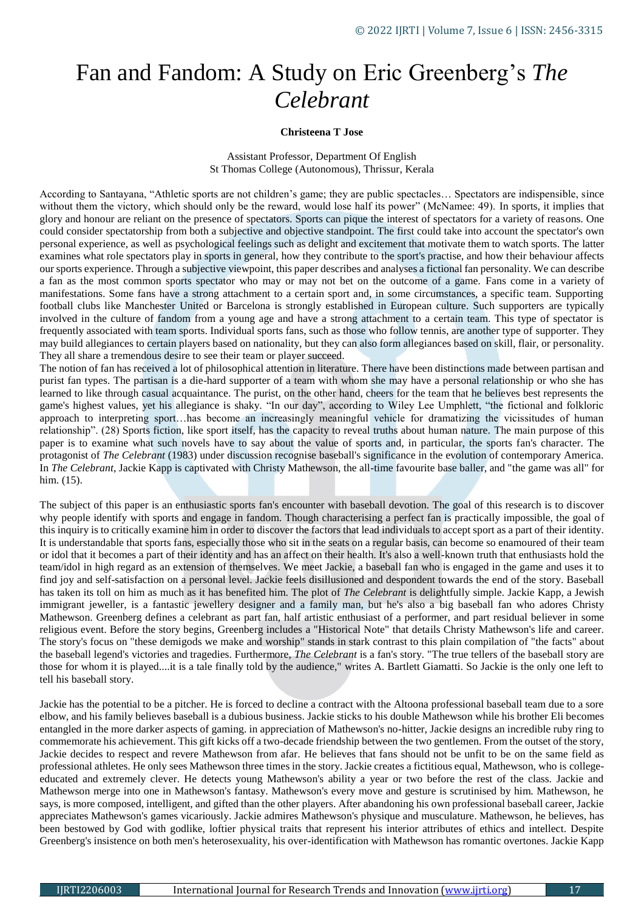# Fan and Fandom: A Study on Eric Greenberg's *The Celebrant*

**Christeena T Jose**

Assistant Professor, Department Of English
St Thomas College (Autonomous), Thrissur, Kerala

According to Santayana, "Athletic sports are not children's game; they are public spectacles… Spectators are indispensible, since without them the victory, which should only be the reward, would lose half its power" (McNamee: 49). In sports, it implies that glory and honour are reliant on the presence of spectators. Sports can pique the interest of spectators for a variety of reasons. One could consider spectatorship from both a subjective and objective standpoint. The first could take into account the spectator's own personal experience, as well as psychological feelings such as delight and excitement that motivate them to watch sports. The latter examines what role spectators play in sports in general, how they contribute to the sport's practise, and how their behaviour affects our sports experience. Through a subjective viewpoint, this paper describes and analyses a fictional fan personality. We can describe a fan as the most common sports spectator who may or may not bet on the outcome of a game. Fans come in a variety of manifestations. Some fans have a strong attachment to a certain sport and, in some circumstances, a specific team. Supporting football clubs like Manchester United or Barcelona is strongly established in European culture. Such supporters are typically involved in the culture of fandom from a young age and have a strong attachment to a certain team. This type of spectator is frequently associated with team sports. Individual sports fans, such as those who follow tennis, are another type of supporter. They may build allegiances to certain players based on nationality, but they can also form allegiances based on skill, flair, or personality. They all share a tremendous desire to see their team or player succeed.

The notion of fan has received a lot of philosophical attention in literature. There have been distinctions made between partisan and purist fan types. The partisan is a die-hard supporter of a team with whom she may have a personal relationship or who she has learned to like through casual acquaintance. The purist, on the other hand, cheers for the team that he believes best represents the game's highest values, yet his allegiance is shaky. "In our day", according to Wiley Lee Umphlett, "the fictional and folkloric approach to interpreting sport…has become an increasingly meaningful vehicle for dramatizing the vicissitudes of human relationship". (28) Sports fiction, like sport itself, has the capacity to reveal truths about human nature. The main purpose of this paper is to examine what such novels have to say about the value of sports and, in particular, the sports fan's character. The protagonist of *The Celebrant* (1983) under discussion recognise baseball's significance in the evolution of contemporary America. In *The Celebrant*, Jackie Kapp is captivated with Christy Mathewson, the all-time favourite base baller, and "the game was all" for him. (15).

The subject of this paper is an enthusiastic sports fan's encounter with baseball devotion. The goal of this research is to discover why people identify with sports and engage in fandom. Though characterising a perfect fan is practically impossible, the goal of this inquiry is to critically examine him in order to discover the factors that lead individuals to accept sport as a part of their identity. It is understandable that sports fans, especially those who sit in the seats on a regular basis, can become so enamoured of their team or idol that it becomes a part of their identity and has an affect on their health. It's also a well-known truth that enthusiasts hold the team/idol in high regard as an extension of themselves. We meet Jackie, a baseball fan who is engaged in the game and uses it to find joy and self-satisfaction on a personal level. Jackie feels disillusioned and despondent towards the end of the story. Baseball has taken its toll on him as much as it has benefited him. The plot of *The Celebrant* is delightfully simple. Jackie Kapp, a Jewish immigrant jeweller, is a fantastic jewellery designer and a family man, but he's also a big baseball fan who adores Christy Mathewson. Greenberg defines a celebrant as part fan, half artistic enthusiast of a performer, and part residual believer in some religious event. Before the story begins, Greenberg includes a "Historical Note" that details Christy Mathewson's life and career. The story's focus on "these demigods we make and worship" stands in stark contrast to this plain compilation of "the facts" about the baseball legend's victories and tragedies. Furthermore, *The Celebrant* is a fan's story. "The true tellers of the baseball story are those for whom it is played....it is a tale finally told by the audience," writes A. Bartlett Giamatti. So Jackie is the only one left to tell his baseball story.

Jackie has the potential to be a pitcher. He is forced to decline a contract with the Altoona professional baseball team due to a sore elbow, and his family believes baseball is a dubious business. Jackie sticks to his double Mathewson while his brother Eli becomes entangled in the more darker aspects of gaming. in appreciation of Mathewson's no-hitter, Jackie designs an incredible ruby ring to commemorate his achievement. This gift kicks off a two-decade friendship between the two gentlemen. From the outset of the story, Jackie decides to respect and revere Mathewson from afar. He believes that fans should not be unfit to be on the same field as professional athletes. He only sees Mathewson three times in the story. Jackie creates a fictitious equal, Mathewson, who is college-educated and extremely clever. He detects young Mathewson's ability a year or two before the rest of the class. Jackie and Mathewson merge into one in Mathewson's fantasy. Mathewson's every move and gesture is scrutinised by him. Mathewson, he says, is more composed, intelligent, and gifted than the other players. After abandoning his own professional baseball career, Jackie appreciates Mathewson's games vicariously. Jackie admires Mathewson's physique and musculature. Mathewson, he believes, has been bestowed by God with godlike, loftier physical traits that represent his interior attributes of ethics and intellect. Despite Greenberg's insistence on both men's heterosexuality, his over-identification with Mathewson has romantic overtones. Jackie Kapp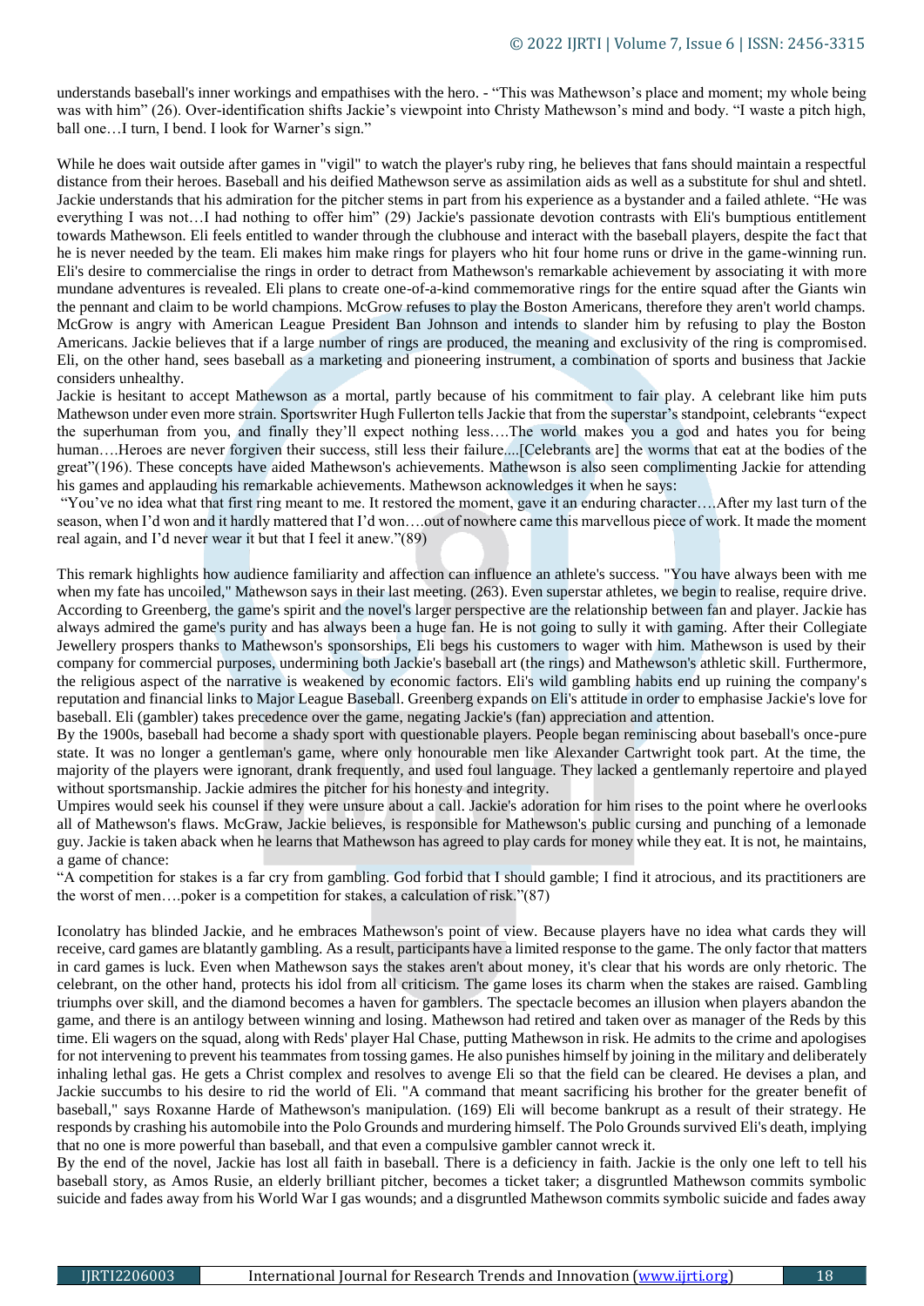understands baseball's inner workings and empathises with the hero. - "This was Mathewson's place and moment; my whole being was with him" (26). Over-identification shifts Jackie's viewpoint into Christy Mathewson's mind and body. "I waste a pitch high, ball one…I turn, I bend. I look for Warner's sign."

While he does wait outside after games in "vigil" to watch the player's ruby ring, he believes that fans should maintain a respectful distance from their heroes. Baseball and his deified Mathewson serve as assimilation aids as well as a substitute for shul and shtetl. Jackie understands that his admiration for the pitcher stems in part from his experience as a bystander and a failed athlete. "He was everything I was not…I had nothing to offer him" (29) Jackie's passionate devotion contrasts with Eli's bumptious entitlement towards Mathewson. Eli feels entitled to wander through the clubhouse and interact with the baseball players, despite the fact that he is never needed by the team. Eli makes him make rings for players who hit four home runs or drive in the game-winning run. Eli's desire to commercialise the rings in order to detract from Mathewson's remarkable achievement by associating it with more mundane adventures is revealed. Eli plans to create one-of-a-kind commemorative rings for the entire squad after the Giants win the pennant and claim to be world champions. McGrow refuses to play the Boston Americans, therefore they aren't world champs. McGrow is angry with American League President Ban Johnson and intends to slander him by refusing to play the Boston Americans. Jackie believes that if a large number of rings are produced, the meaning and exclusivity of the ring is compromised. Eli, on the other hand, sees baseball as a marketing and pioneering instrument, a combination of sports and business that Jackie considers unhealthy.

Jackie is hesitant to accept Mathewson as a mortal, partly because of his commitment to fair play. A celebrant like him puts Mathewson under even more strain. Sportswriter Hugh Fullerton tells Jackie that from the superstar's standpoint, celebrants "expect the superhuman from you, and finally they'll expect nothing less….The world makes you a god and hates you for being human….Heroes are never forgiven their success, still less their failure....[Celebrants are] the worms that eat at the bodies of the great"(196). These concepts have aided Mathewson's achievements. Mathewson is also seen complimenting Jackie for attending his games and applauding his remarkable achievements. Mathewson acknowledges it when he says:

"You've no idea what that first ring meant to me. It restored the moment, gave it an enduring character….After my last turn of the season, when I'd won and it hardly mattered that I'd won….out of nowhere came this marvellous piece of work. It made the moment real again, and I'd never wear it but that I feel it anew."(89)

This remark highlights how audience familiarity and affection can influence an athlete's success. "You have always been with me when my fate has uncoiled," Mathewson says in their last meeting. (263). Even superstar athletes, we begin to realise, require drive. According to Greenberg, the game's spirit and the novel's larger perspective are the relationship between fan and player. Jackie has always admired the game's purity and has always been a huge fan. He is not going to sully it with gaming. After their Collegiate Jewellery prospers thanks to Mathewson's sponsorships, Eli begs his customers to wager with him. Mathewson is used by their company for commercial purposes, undermining both Jackie's baseball art (the rings) and Mathewson's athletic skill. Furthermore, the religious aspect of the narrative is weakened by economic factors. Eli's wild gambling habits end up ruining the company's reputation and financial links to Major League Baseball. Greenberg expands on Eli's attitude in order to emphasise Jackie's love for baseball. Eli (gambler) takes precedence over the game, negating Jackie's (fan) appreciation and attention.

By the 1900s, baseball had become a shady sport with questionable players. People began reminiscing about baseball's once-pure state. It was no longer a gentleman's game, where only honourable men like Alexander Cartwright took part. At the time, the majority of the players were ignorant, drank frequently, and used foul language. They lacked a gentlemanly repertoire and played without sportsmanship. Jackie admires the pitcher for his honesty and integrity.

Umpires would seek his counsel if they were unsure about a call. Jackie's adoration for him rises to the point where he overlooks all of Mathewson's flaws. McGraw, Jackie believes, is responsible for Mathewson's public cursing and punching of a lemonade guy. Jackie is taken aback when he learns that Mathewson has agreed to play cards for money while they eat. It is not, he maintains, a game of chance:

"A competition for stakes is a far cry from gambling. God forbid that I should gamble; I find it atrocious, and its practitioners are the worst of men….poker is a competition for stakes, a calculation of risk."(87)

Iconolatry has blinded Jackie, and he embraces Mathewson's point of view. Because players have no idea what cards they will receive, card games are blatantly gambling. As a result, participants have a limited response to the game. The only factor that matters in card games is luck. Even when Mathewson says the stakes aren't about money, it's clear that his words are only rhetoric. The celebrant, on the other hand, protects his idol from all criticism. The game loses its charm when the stakes are raised. Gambling triumphs over skill, and the diamond becomes a haven for gamblers. The spectacle becomes an illusion when players abandon the game, and there is an antilogy between winning and losing. Mathewson had retired and taken over as manager of the Reds by this time. Eli wagers on the squad, along with Reds' player Hal Chase, putting Mathewson in risk. He admits to the crime and apologises for not intervening to prevent his teammates from tossing games. He also punishes himself by joining in the military and deliberately inhaling lethal gas. He gets a Christ complex and resolves to avenge Eli so that the field can be cleared. He devises a plan, and Jackie succumbs to his desire to rid the world of Eli. "A command that meant sacrificing his brother for the greater benefit of baseball," says Roxanne Harde of Mathewson's manipulation. (169) Eli will become bankrupt as a result of their strategy. He responds by crashing his automobile into the Polo Grounds and murdering himself. The Polo Grounds survived Eli's death, implying that no one is more powerful than baseball, and that even a compulsive gambler cannot wreck it.

By the end of the novel, Jackie has lost all faith in baseball. There is a deficiency in faith. Jackie is the only one left to tell his baseball story, as Amos Rusie, an elderly brilliant pitcher, becomes a ticket taker; a disgruntled Mathewson commits symbolic suicide and fades away from his World War I gas wounds; and a disgruntled Mathewson commits symbolic suicide and fades away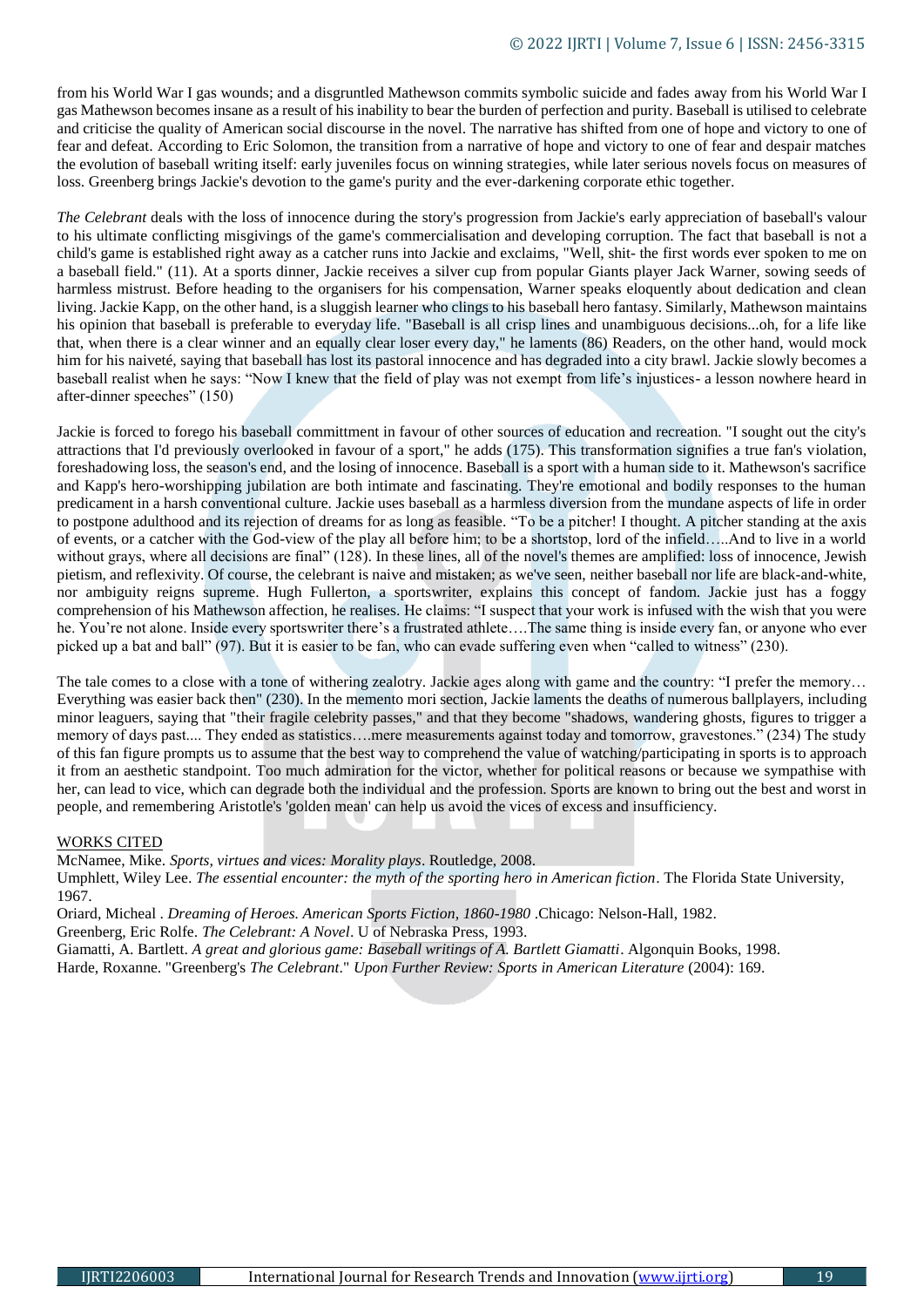from his World War I gas wounds; and a disgruntled Mathewson commits symbolic suicide and fades away from his World War I gas Mathewson becomes insane as a result of his inability to bear the burden of perfection and purity. Baseball is utilised to celebrate and criticise the quality of American social discourse in the novel. The narrative has shifted from one of hope and victory to one of fear and defeat. According to Eric Solomon, the transition from a narrative of hope and victory to one of fear and despair matches the evolution of baseball writing itself: early juveniles focus on winning strategies, while later serious novels focus on measures of loss. Greenberg brings Jackie's devotion to the game's purity and the ever-darkening corporate ethic together.

*The Celebrant* deals with the loss of innocence during the story's progression from Jackie's early appreciation of baseball's valour to his ultimate conflicting misgivings of the game's commercialisation and developing corruption. The fact that baseball is not a child's game is established right away as a catcher runs into Jackie and exclaims, "Well, shit- the first words ever spoken to me on a baseball field." (11). At a sports dinner, Jackie receives a silver cup from popular Giants player Jack Warner, sowing seeds of harmless mistrust. Before heading to the organisers for his compensation, Warner speaks eloquently about dedication and clean living. Jackie Kapp, on the other hand, is a sluggish learner who clings to his baseball hero fantasy. Similarly, Mathewson maintains his opinion that baseball is preferable to everyday life. "Baseball is all crisp lines and unambiguous decisions...oh, for a life like that, when there is a clear winner and an equally clear loser every day," he laments (86) Readers, on the other hand, would mock him for his naiveté, saying that baseball has lost its pastoral innocence and has degraded into a city brawl. Jackie slowly becomes a baseball realist when he says: "Now I knew that the field of play was not exempt from life's injustices- a lesson nowhere heard in after-dinner speeches" (150)

Jackie is forced to forego his baseball committment in favour of other sources of education and recreation. "I sought out the city's attractions that I'd previously overlooked in favour of a sport," he adds (175). This transformation signifies a true fan's violation, foreshadowing loss, the season's end, and the losing of innocence. Baseball is a sport with a human side to it. Mathewson's sacrifice and Kapp's hero-worshipping jubilation are both intimate and fascinating. They're emotional and bodily responses to the human predicament in a harsh conventional culture. Jackie uses baseball as a harmless diversion from the mundane aspects of life in order to postpone adulthood and its rejection of dreams for as long as feasible. "To be a pitcher! I thought. A pitcher standing at the axis of events, or a catcher with the God-view of the play all before him; to be a shortstop, lord of the infield…..And to live in a world without grays, where all decisions are final" (128). In these lines, all of the novel's themes are amplified: loss of innocence, Jewish pietism, and reflexivity. Of course, the celebrant is naive and mistaken; as we've seen, neither baseball nor life are black-and-white, nor ambiguity reigns supreme. Hugh Fullerton, a sportswriter, explains this concept of fandom. Jackie just has a foggy comprehension of his Mathewson affection, he realises. He claims: "I suspect that your work is infused with the wish that you were he. You're not alone. Inside every sportswriter there's a frustrated athlete….The same thing is inside every fan, or anyone who ever picked up a bat and ball" (97). But it is easier to be fan, who can evade suffering even when "called to witness" (230).

The tale comes to a close with a tone of withering zealotry. Jackie ages along with game and the country: "I prefer the memory… Everything was easier back then" (230). In the memento mori section, Jackie laments the deaths of numerous ballplayers, including minor leaguers, saying that "their fragile celebrity passes," and that they become "shadows, wandering ghosts, figures to trigger a memory of days past.... They ended as statistics….mere measurements against today and tomorrow, gravestones." (234) The study of this fan figure prompts us to assume that the best way to comprehend the value of watching/participating in sports is to approach it from an aesthetic standpoint. Too much admiration for the victor, whether for political reasons or because we sympathise with her, can lead to vice, which can degrade both the individual and the profession. Sports are known to bring out the best and worst in people, and remembering Aristotle's 'golden mean' can help us avoid the vices of excess and insufficiency.

## WORKS CITED

McNamee, Mike. *Sports, virtues and vices: Morality plays*. Routledge, 2008.

Umphlett, Wiley Lee. *The essential encounter: the myth of the sporting hero in American fiction*. The Florida State University, 1967.

Oriard, Micheal . *Dreaming of Heroes. American Sports Fiction, 1860-1980* .Chicago: Nelson-Hall, 1982.

Greenberg, Eric Rolfe. *The Celebrant: A Novel*. U of Nebraska Press, 1993.

Giamatti, A. Bartlett. *A great and glorious game: Baseball writings of A. Bartlett Giamatti*. Algonquin Books, 1998.

Harde, Roxanne. "Greenberg's *The Celebrant*." *Upon Further Review: Sports in American Literature* (2004): 169.